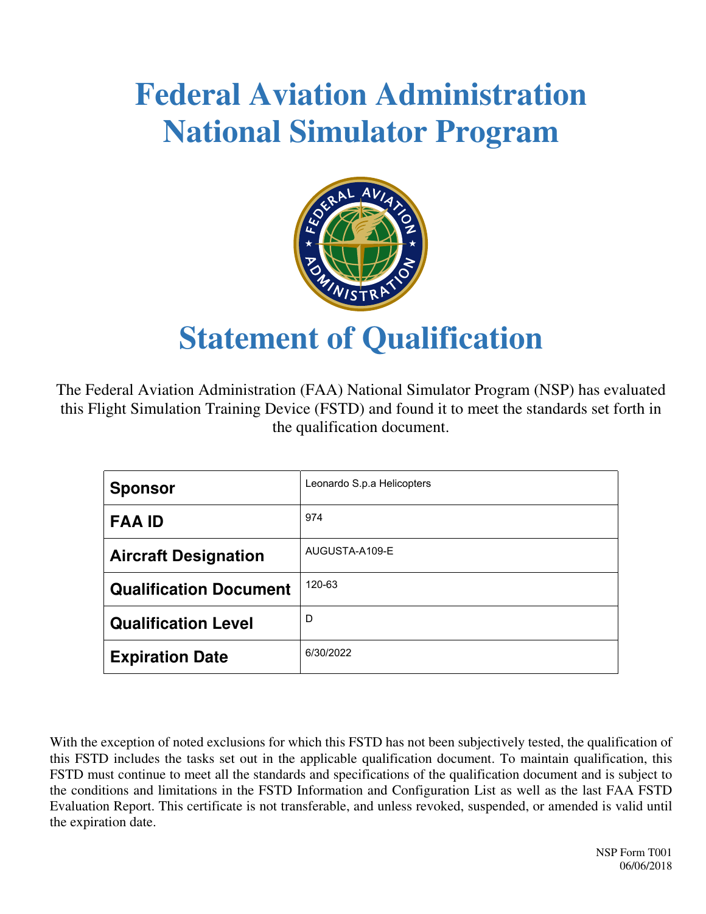# Federal Aviation Administration National Simulator Program

# Statement of Qualification

The Federal Aviation Administration (FAA) National Simulator Program (NSP) has evaluated this Flight Simulation Training Device (FSTD) and found it to meet the standards set forth in the qualification document.

| | |
|---|---|
| **Sponsor** | Leonardo S.p.a Helicopters |
| **FAA ID** | 974 |
| **Aircraft Designation** | AUGUSTA-A109-E |
| **Qualification Document** | 120-63 |
| **Qualification Level** | D |
| **Expiration Date** | 6/30/2022 |

With the exception of noted exclusions for which this FSTD has not been subjectively tested, the qualification of this FSTD includes the tasks set out in the applicable qualification document. To maintain qualification, this FSTD must continue to meet all the standards and specifications of the qualification document and is subject to the conditions and limitations in the FSTD Information and Configuration List as well as the last FAA FSTD Evaluation Report. This certificate is not transferable, and unless revoked, suspended, or amended is valid until the expiration date.

NSP Form T001
06/06/2018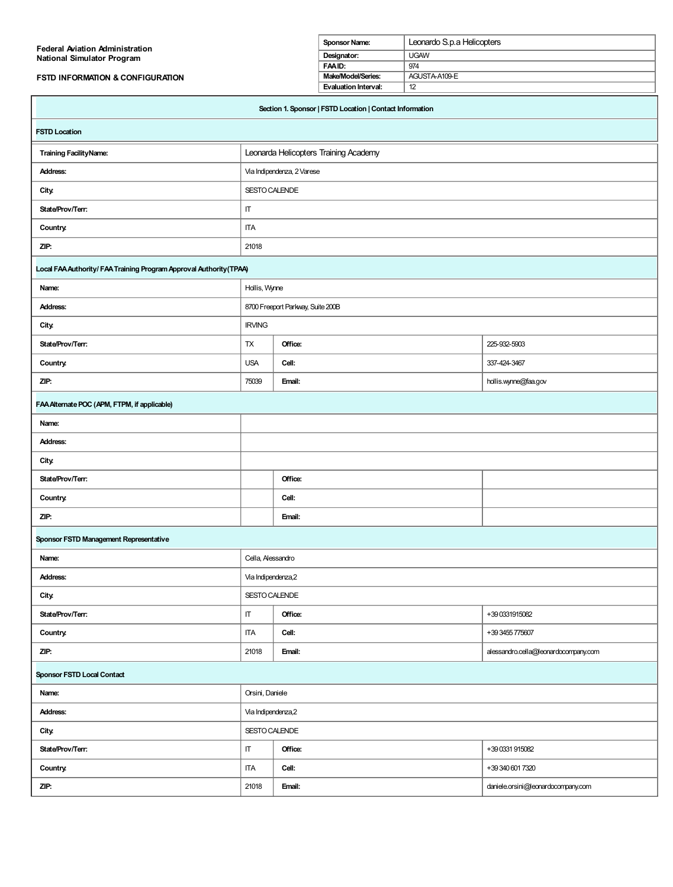**Federal Aviation Administration**
**National Simulator Program**

**FSTD INFORMATION & CONFIGURATION**

| Sponsor Name: | Leonardo S.p.a Helicopters |
|---|---|
| Designator: | UGAW |
| FAA ID: | 974 |
| Make/Model/Series: | AGUSTA-A109-E |
| Evaluation Interval: | 12 |

## Section 1. Sponsor | FSTD Location | Contact Information

### FSTD Location

| | |
|---|---|
| **Training Facility Name:** | Leonarda Helicopters Training Academy |
| **Address:** | Via Indipendenza, 2 Varese |
| **City:** | SESTO CALENDE |
| **State/Prov/Terr:** | IT |
| **Country:** | ITA |
| **ZIP:** | 21018 |

### Local FAA Authority/ FAA Training Program Approval Authority (TPAA)

| | | | |
|---|---|---|---|
| **Name:** | Hollis, Wynne | | |
| **Address:** | 8700 Freeport Parkway, Suite 200B | | |
| **City:** | IRVING | | |
| **State/Prov/Terr:** | TX | **Office:** | 225-932-5903 |
| **Country:** | USA | **Cell:** | 337-424-3467 |
| **ZIP:** | 75039 | **Email:** | hollis.wynne@faa.gov |

### FAA Alternate POC (APM, FTPM, if applicable)

| | | | |
|---|---|---|---|
| **Name:** | | | |
| **Address:** | | | |
| **City:** | | | |
| **State/Prov/Terr:** | | **Office:** | |
| **Country:** | | **Cell:** | |
| **ZIP:** | | **Email:** | |

### Sponsor FSTD Management Representative

| | | | |
|---|---|---|---|
| **Name:** | Cella, Alessandro | | |
| **Address:** | Via Indipendenza,2 | | |
| **City:** | SESTO CALENDE | | |
| **State/Prov/Terr:** | IT | **Office:** | +39 0331915082 |
| **Country:** | ITA | **Cell:** | +39 3455 775607 |
| **ZIP:** | 21018 | **Email:** | alessandro.cella@leonardocompany.com |

### Sponsor FSTD Local Contact

| | | | |
|---|---|---|---|
| **Name:** | Orsini, Daniele | | |
| **Address:** | Via Indipendenza,2 | | |
| **City:** | SESTO CALENDE | | |
| **State/Prov/Terr:** | IT | **Office:** | +39 0331 915082 |
| **Country:** | ITA | **Cell:** | +39 340 601 7320 |
| **ZIP:** | 21018 | **Email:** | daniele.orsini@leonardocompany.com |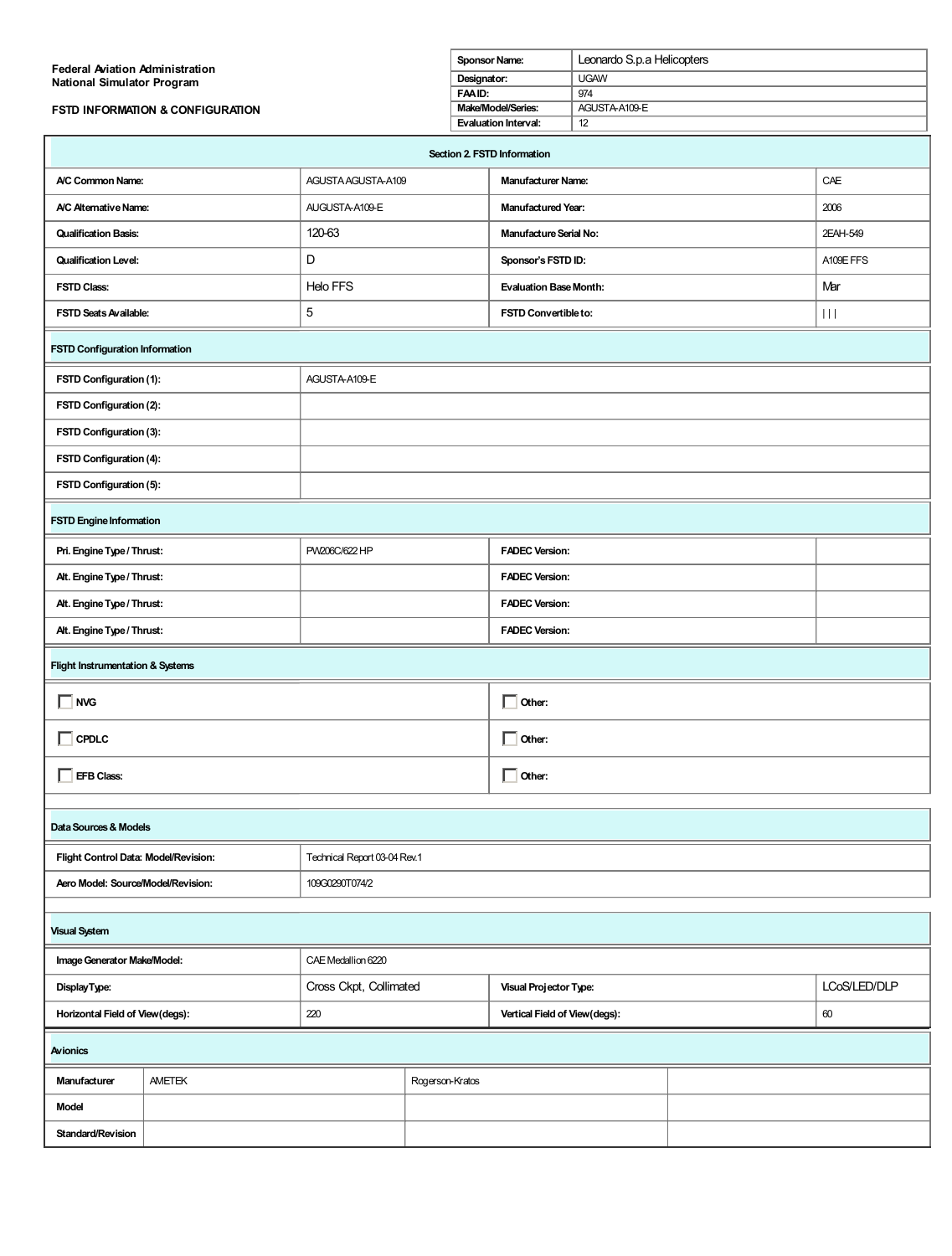**Federal Aviation Administration**
**National Simulator Program**

**FSTD INFORMATION & CONFIGURATION**

| | |
|---|---|
| **Sponsor Name:** | Leonardo S.p.a Helicopters |
| **Designator:** | UGAW |
| **FAA ID:** | 974 |
| **Make/Model/Series:** | AGUSTA-A109-E |
| **Evaluation Interval:** | 12 |

## Section 2. FSTD Information

| | | | |
|---|---|---|---|
| **A/C Common Name:** | AGUSTA AGUSTA-A109 | **Manufacturer Name:** | CAE |
| **A/C Alternative Name:** | AUGUSTA-A109-E | **Manufactured Year:** | 2006 |
| **Qualification Basis:** | 120-63 | **Manufacture Serial No:** | 2EAH-549 |
| **Qualification Level:** | D | **Sponsor's FSTD ID:** | A109E FFS |
| **FSTD Class:** | Helo FFS | **Evaluation Base Month:** | Mar |
| **FSTD Seats Available:** | 5 | **FSTD Convertible to:** | \| \| \| |

### FSTD Configuration Information

| | |
|---|---|
| **FSTD Configuration (1):** | AGUSTA-A109-E |
| **FSTD Configuration (2):** | |
| **FSTD Configuration (3):** | |
| **FSTD Configuration (4):** | |
| **FSTD Configuration (5):** | |

### FSTD Engine Information

| | | | |
|---|---|---|---|
| **Pri. Engine Type / Thrust:** | PW206C/622 HP | **FADEC Version:** | |
| **Alt. Engine Type / Thrust:** | | **FADEC Version:** | |
| **Alt. Engine Type / Thrust:** | | **FADEC Version:** | |
| **Alt. Engine Type / Thrust:** | | **FADEC Version:** | |

### Flight Instrumentation & Systems

| | |
|---|---|
| ☐ **NVG** | ☐ **Other:** |
| ☐ **CPDLC** | ☐ **Other:** |
| ☐ **EFB Class:** | ☐ **Other:** |

### Data Sources & Models

| | |
|---|---|
| **Flight Control Data: Model/Revision:** | Technical Report 03-04 Rev.1 |
| **Aero Model: Source/Model/Revision:** | 109G0290T074/2 |

### Visual System

| | | | |
|---|---|---|---|
| **Image Generator Make/Model:** | CAE Medallion 6220 | | |
| **Display Type:** | Cross Ckpt, Collimated | **Visual Projector Type:** | LCoS/LED/DLP |
| **Horizontal Field of View(degs):** | 220 | **Vertical Field of View(degs):** | 60 |

### Avionics

| | | | |
|---|---|---|---|
| **Manufacturer** | AMETEK | Rogerson-Kratos | |
| **Model** | | | |
| **Standard/Revision** | | | |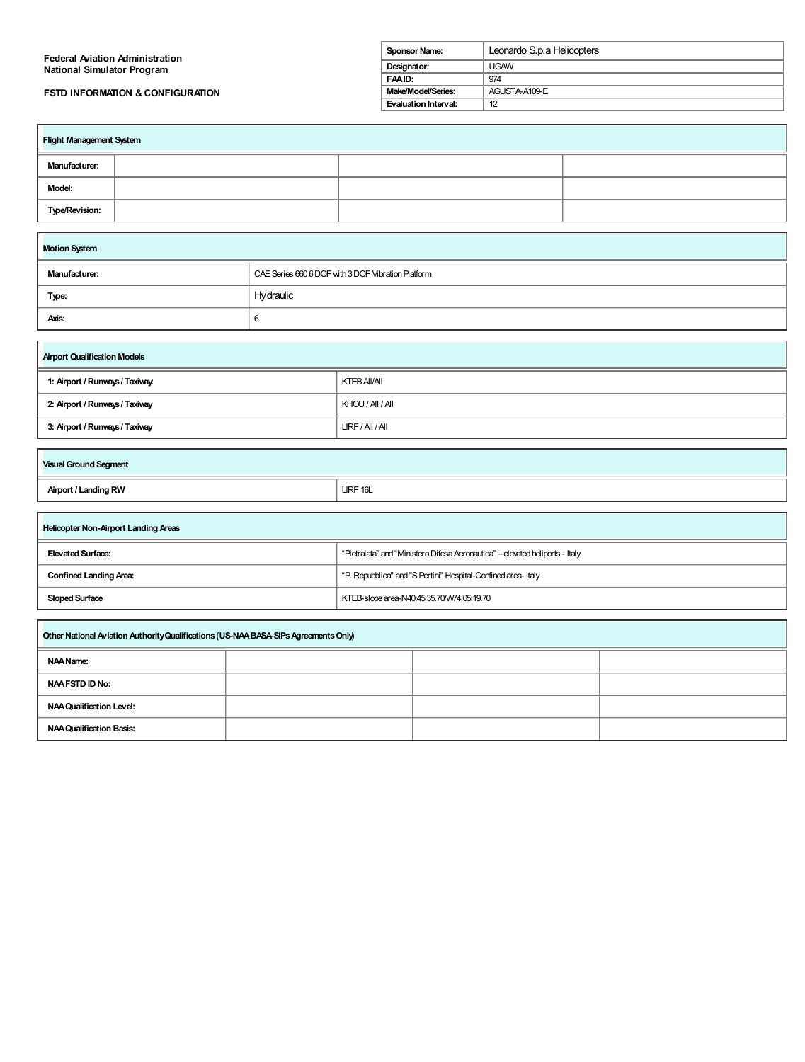**Federal Aviation Administration**
**National Simulator Program**

**FSTD INFORMATION & CONFIGURATION**

| | |
|---|---|
| **Sponsor Name:** | Leonardo S.p.a Helicopters |
| **Designator:** | UGAW |
| **FAA ID:** | 974 |
| **Make/Model/Series:** | AGUSTA-A109-E |
| **Evaluation Interval:** | 12 |

| **Flight Management System** | | | |
|---|---|---|---|
| **Manufacturer:** | | | |
| **Model:** | | | |
| **Type/Revision:** | | | |

| **Motion System** | |
|---|---|
| **Manufacturer:** | CAE Series 660 6 DOF with 3 DOF Vibration Platform |
| **Type:** | Hydraulic |
| **Axis:** | 6 |

| **Airport Qualification Models** | |
|---|---|
| **1: Airport / Runways / Taxiway.** | KTEB All/All |
| **2: Airport / Runways / Taxiway** | KHOU / All / All |
| **3: Airport / Runways / Taxiway** | LIRF / All / All |

| **Visual Ground Segment** | |
|---|---|
| **Airport / Landing RW** | LIRF 16L |

| **Helicopter Non-Airport Landing Areas** | |
|---|---|
| **Elevated Surface:** | "Pietralata" and "Ministero Difesa Aeronautica" – elevated heliports - Italy |
| **Confined Landing Area:** | "P. Repubblica" and "S Pertini" Hospital-Confined area- Italy |
| **Sloped Surface** | KTEB-slope area-N40:45:35.70/W74:05:19.70 |

| **Other National Aviation Authority Qualifications (US-NAA BASA-SIPs Agreements Only)** | | | |
|---|---|---|---|
| **NAA Name:** | | | |
| **NAA FSTD ID No:** | | | |
| **NAA Qualification Level:** | | | |
| **NAA Qualification Basis:** | | | |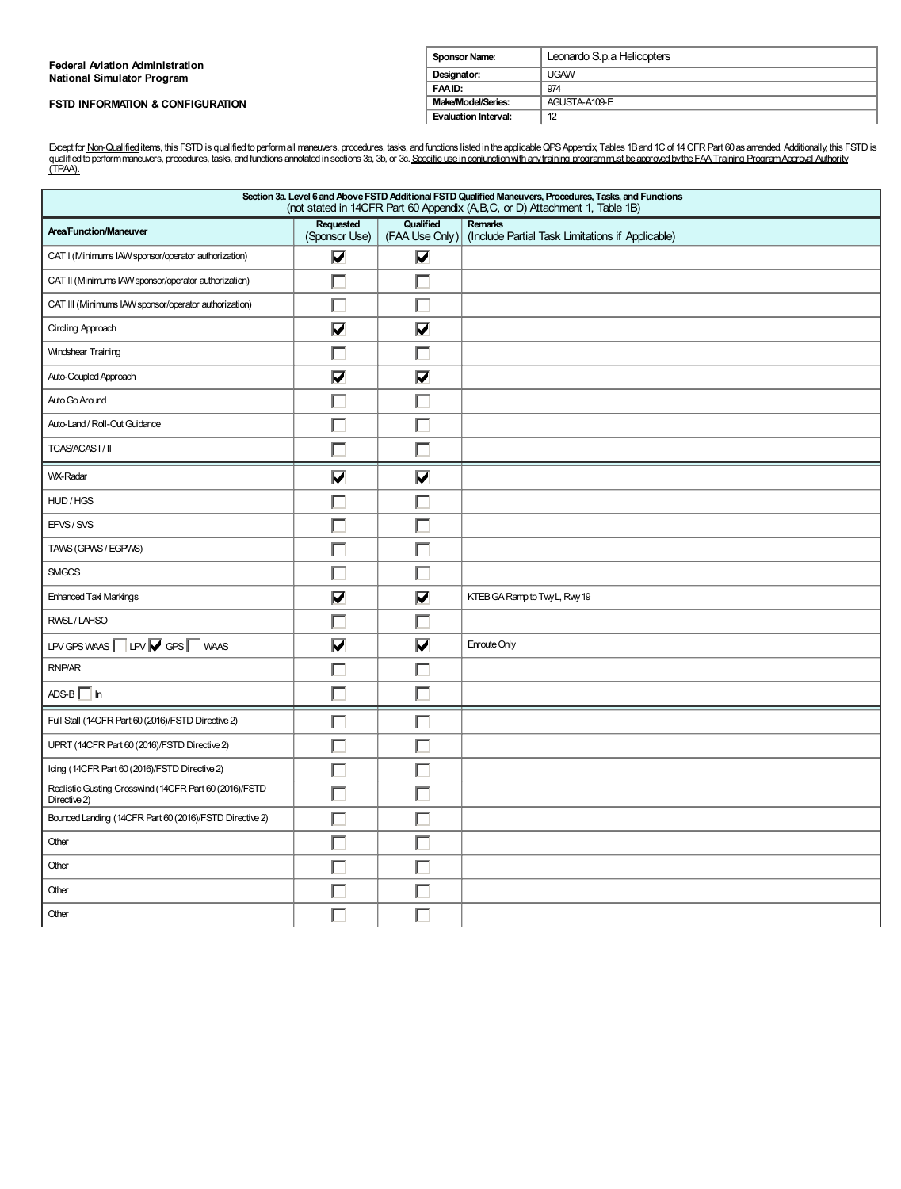**Federal Aviation Administration**
**National Simulator Program**

**FSTD INFORMATION & CONFIGURATION**

| **Sponsor Name:** | Leonardo S.p.a Helicopters |
|---|---|
| **Designator:** | UGAW |
| **FAA ID:** | 974 |
| **Make/Model/Series:** | AGUSTA-A109-E |
| **Evaluation Interval:** | 12 |

Except for Non-Qualified items, this FSTD is qualified to perform all maneuvers, procedures, tasks, and functions listed in the applicable QPS Appendix, Tables 1B and 1C of 14 CFR Part 60 as amended. Additionally, this FSTD is qualified to perform maneuvers, procedures, tasks, and functions annotated in sections 3a, 3b, or 3c. Specific use in conjunction with any training program must be approved by the FAA Training Program Approval Authority (TPAA).

| **Section 3a. Level 6 and Above FSTD Additional FSTD Qualified Maneuvers, Procedures, Tasks, and Functions** (not stated in 14CFR Part 60 Appendix (A,B,C, or D) Attachment 1, Table 1B) | | | |
|---|---|---|---|
| **Area/Function/Maneuver** | **Requested** (Sponsor Use) | **Qualified** (FAA Use Only) | **Remarks** (Include Partial Task Limitations if Applicable) |
| CAT I (Minimums IAW sponsor/operator authorization) | ☑ | ☑ | |
| CAT II (Minimums IAW sponsor/operator authorization) | ☐ | ☐ | |
| CAT III (Minimums IAW sponsor/operator authorization) | ☐ | ☐ | |
| Circling Approach | ☑ | ☑ | |
| Windshear Training | ☐ | ☐ | |
| Auto-Coupled Approach | ☑ | ☑ | |
| Auto Go Around | ☐ | ☐ | |
| Auto-Land / Roll-Out Guidance | ☐ | ☐ | |
| TCAS/ACAS I / II | ☐ | ☐ | |
| WX-Radar | ☑ | ☑ | |
| HUD / HGS | ☐ | ☐ | |
| EFVS / SVS | ☐ | ☐ | |
| TAWS (GPWS / EGPWS) | ☐ | ☐ | |
| SMGCS | ☐ | ☐ | |
| Enhanced Taxi Markings | ☑ | ☑ | KTEB GA Ramp to Twy L, Rwy 19 |
| LPV GPS WAAS ☐ LPV ☑ GPS ☐ WAAS | ☑ | ☑ | Enroute Only |
| RNP/AR | ☐ | ☐ | |
| ADS-B ☐ In | ☐ | ☐ | |
| Full Stall (14CFR Part 60 (2016)/FSTD Directive 2) | ☐ | ☐ | |
| UPRT (14CFR Part 60 (2016)/FSTD Directive 2) | ☐ | ☐ | |
| Icing (14CFR Part 60 (2016)/FSTD Directive 2) | ☐ | ☐ | |
| Realistic Gusting Crosswind (14CFR Part 60 (2016)/FSTD Directive 2) | ☐ | ☐ | |
| Bounced Landing (14CFR Part 60 (2016)/FSTD Directive 2) | ☐ | ☐ | |
| Other | ☐ | ☐ | |
| Other | ☐ | ☐ | |
| Other | ☐ | ☐ | |
| Other | ☐ | ☐ | |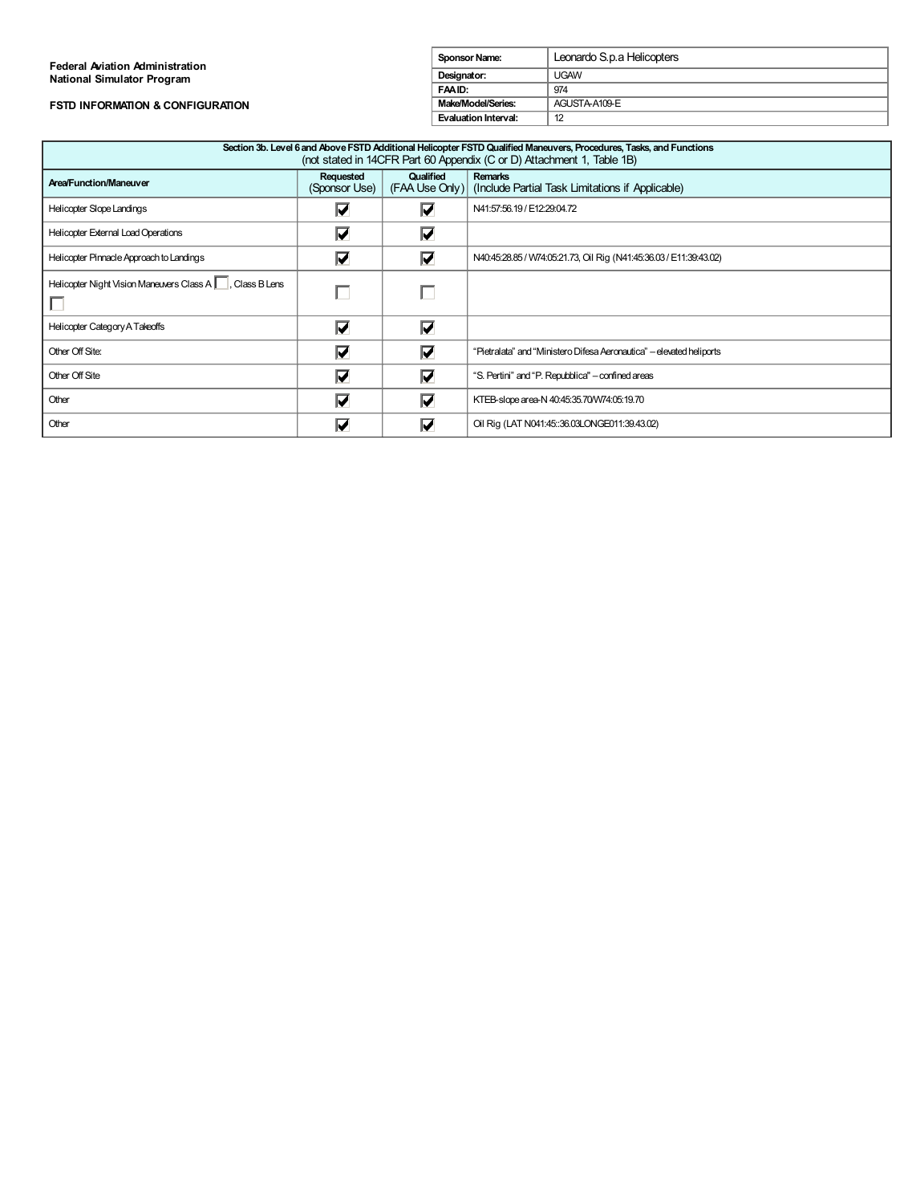**Federal Aviation Administration**
**National Simulator Program**

**FSTD INFORMATION & CONFIGURATION**

| | |
|---|---|
| **Sponsor Name:** | Leonardo S.p.a Helicopters |
| **Designator:** | UGAW |
| **FAA ID:** | 974 |
| **Make/Model/Series:** | AGUSTA-A109-E |
| **Evaluation Interval:** | 12 |

| **Section 3b. Level 6 and Above FSTD Additional Helicopter FSTD Qualified Maneuvers, Procedures, Tasks, and Functions** (not stated in 14CFR Part 60 Appendix (C or D) Attachment 1, Table 1B) | | | |
|---|---|---|---|
| **Area/Function/Maneuver** | **Requested** (Sponsor Use) | **Qualified** (FAA Use Only) | **Remarks** (Include Partial Task Limitations if Applicable) |
| Helicopter Slope Landings | ☑ | ☑ | N41:57:56.19 / E12:29:04.72 |
| Helicopter External Load Operations | ☑ | ☑ | |
| Helicopter Pinnacle Approach to Landings | ☑ | ☑ | N40:45:28.85 / W74:05:21.73, Oil Rig (N41:45:36.03 / E11:39:43.02) |
| Helicopter Night Vision Maneuvers Class A ☐, Class B Lens ☐ | ☐ | ☐ | |
| Helicopter Category A Takeoffs | ☑ | ☑ | |
| Other Off Site: | ☑ | ☑ | "Pietralata" and "Ministero Difesa Aeronautica" – elevated heliports |
| Other Off Site | ☑ | ☑ | "S. Pertini" and "P. Repubblica" – confined areas |
| Other | ☑ | ☑ | KTEB-slope area-N 40:45:35.70/W74:05:19.70 |
| Other | ☑ | ☑ | Oil Rig (LAT N041:45::36.03LONGE011:39.43.02) |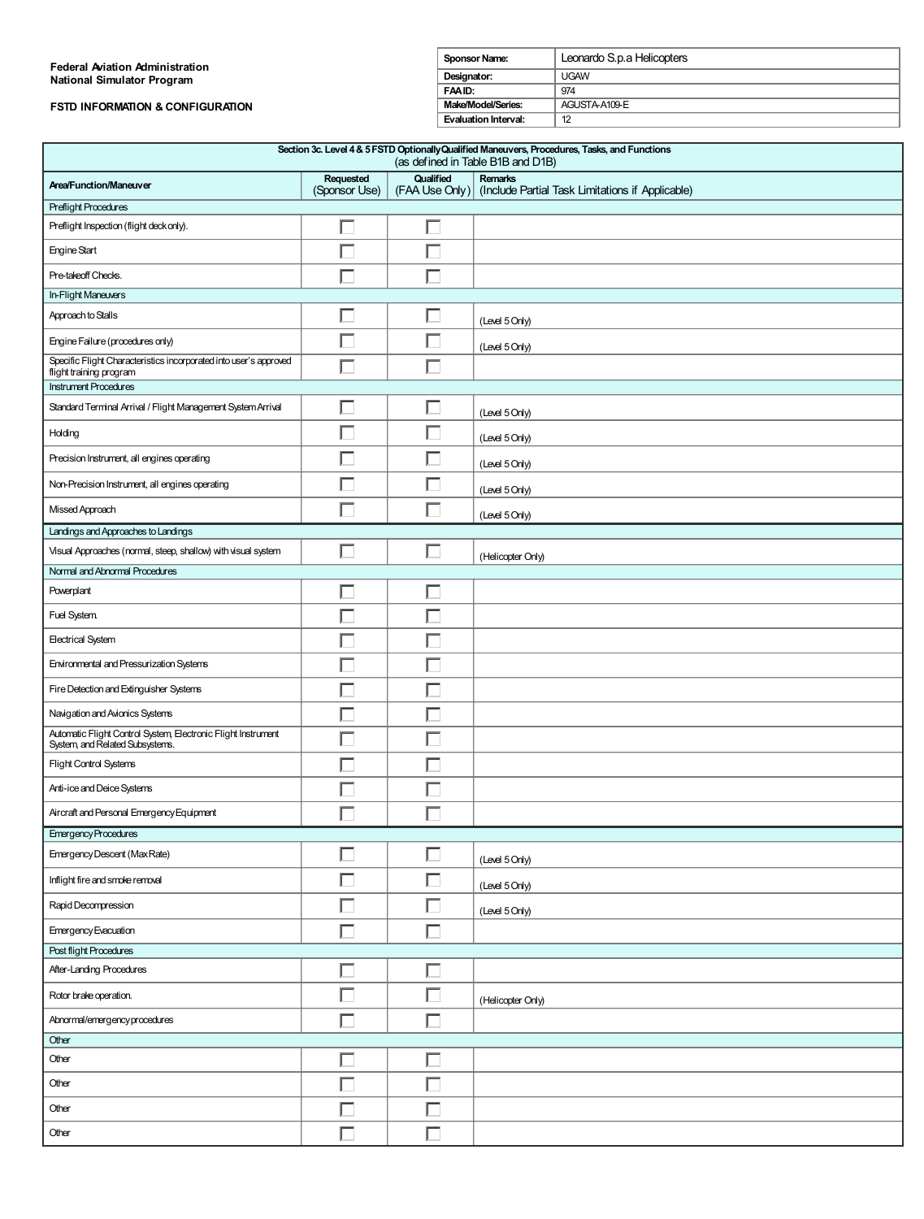**Federal Aviation Administration**
**National Simulator Program**

**FSTD INFORMATION & CONFIGURATION**

| | |
|---|---|
| **Sponsor Name:** | Leonardo S.p.a Helicopters |
| **Designator:** | UGAW |
| **FAA ID:** | 974 |
| **Make/Model/Series:** | AGUSTA-A109-E |
| **Evaluation Interval:** | 12 |

| **Section 3c. Level 4 & 5 FSTD Optionally Qualified Maneuvers, Procedures, Tasks, and Functions** (as defined in Table B1B and D1B) | | | |
|---|---|---|---|
| **Area/Function/Maneuver** | **Requested** (Sponsor Use) | **Qualified** (FAA Use Only) | **Remarks** (Include Partial Task Limitations if Applicable) |
| Preflight Procedures | | | |
| Preflight Inspection (flight deck only). | ☐ | ☐ | |
| Engine Start | ☐ | ☐ | |
| Pre-takeoff Checks. | ☐ | ☐ | |
| In-Flight Maneuvers | | | |
| Approach to Stalls | ☐ | ☐ | (Level 5 Only) |
| Engine Failure (procedures only) | ☐ | ☐ | (Level 5 Only) |
| Specific Flight Characteristics incorporated into user's approved flight training program | ☐ | ☐ | |
| Instrument Procedures | | | |
| Standard Terminal Arrival / Flight Management System Arrival | ☐ | ☐ | (Level 5 Only) |
| Holding | ☐ | ☐ | (Level 5 Only) |
| Precision Instrument, all engines operating | ☐ | ☐ | (Level 5 Only) |
| Non-Precision Instrument, all engines operating | ☐ | ☐ | (Level 5 Only) |
| Missed Approach | ☐ | ☐ | (Level 5 Only) |
| Landings and Approaches to Landings | | | |
| Visual Approaches (normal, steep, shallow) with visual system | ☐ | ☐ | (Helicopter Only) |
| Normal and Abnormal Procedures | | | |
| Powerplant | ☐ | ☐ | |
| Fuel System. | ☐ | ☐ | |
| Electrical System | ☐ | ☐ | |
| Environmental and Pressurization Systems | ☐ | ☐ | |
| Fire Detection and Extinguisher Systems | ☐ | ☐ | |
| Navigation and Avionics Systems | ☐ | ☐ | |
| Automatic Flight Control System, Electronic Flight Instrument System, and Related Subsystems. | ☐ | ☐ | |
| Flight Control Systems | ☐ | ☐ | |
| Anti-ice and Deice Systems | ☐ | ☐ | |
| Aircraft and Personal Emergency Equipment | ☐ | ☐ | |
| Emergency Procedures | | | |
| Emergency Descent (Max Rate) | ☐ | ☐ | (Level 5 Only) |
| Inflight fire and smoke removal | ☐ | ☐ | (Level 5 Only) |
| Rapid Decompression | ☐ | ☐ | (Level 5 Only) |
| Emergency Evacuation | ☐ | ☐ | |
| Post flight Procedures | | | |
| After-Landing Procedures | ☐ | ☐ | |
| Rotor brake operation. | ☐ | ☐ | (Helicopter Only) |
| Abnormal/emergency procedures | ☐ | ☐ | |
| Other | | | |
| Other | ☐ | ☐ | |
| Other | ☐ | ☐ | |
| Other | ☐ | ☐ | |
| Other | ☐ | ☐ | |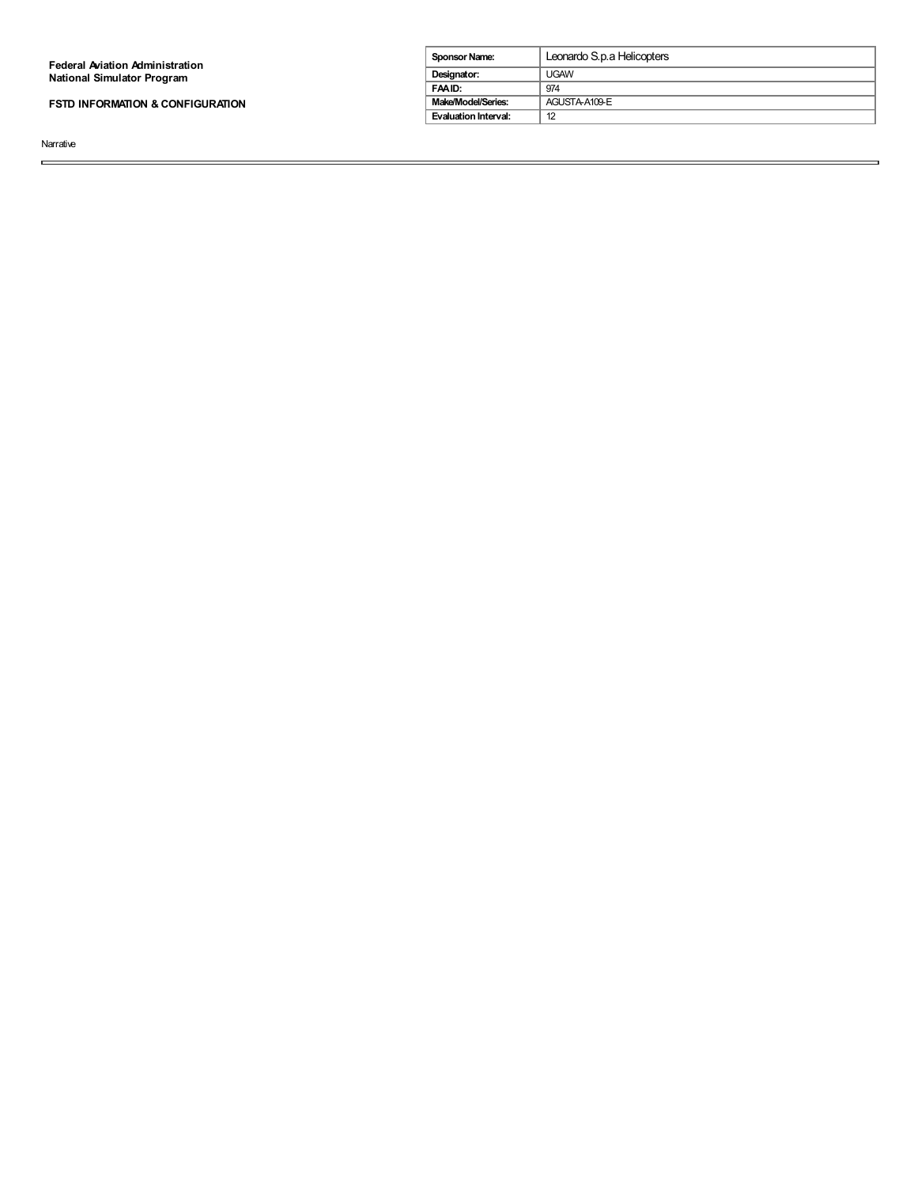**Federal Aviation Administration**
**National Simulator Program**

**FSTD INFORMATION & CONFIGURATION**

| | |
|---|---|
| **Sponsor Name:** | Leonardo S.p.a Helicopters |
| **Designator:** | UGAW |
| **FAA ID:** | 974 |
| **Make/Model/Series:** | AGUSTA-A109-E |
| **Evaluation Interval:** | 12 |

Narrative